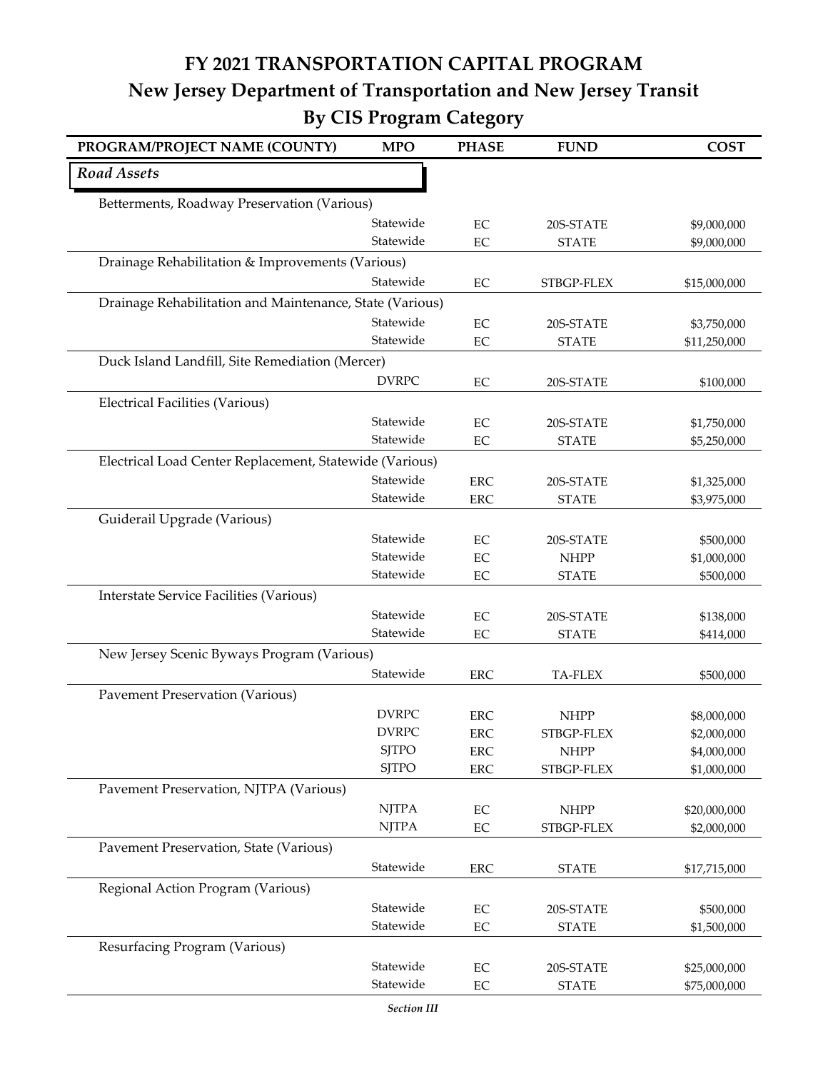# FY 2021 TRANSPORTATION CAPITAL PROGRAM
## New Jersey Department of Transportation and New Jersey Transit
## By CIS Program Category

| PROGRAM/PROJECT NAME (COUNTY) | MPO | PHASE | FUND | COST |
|---|---|---|---|---|
| *Road Assets* | | | | |
| Betterments, Roadway Preservation (Various) | | | | |
| | Statewide | EC | 20S-STATE | $9,000,000 |
| | Statewide | EC | STATE | $9,000,000 |
| Drainage Rehabilitation & Improvements (Various) | | | | |
| | Statewide | EC | STBGP-FLEX | $15,000,000 |
| Drainage Rehabilitation and Maintenance, State (Various) | | | | |
| | Statewide | EC | 20S-STATE | $3,750,000 |
| | Statewide | EC | STATE | $11,250,000 |
| Duck Island Landfill, Site Remediation (Mercer) | | | | |
| | DVRPC | EC | 20S-STATE | $100,000 |
| Electrical Facilities (Various) | | | | |
| | Statewide | EC | 20S-STATE | $1,750,000 |
| | Statewide | EC | STATE | $5,250,000 |
| Electrical Load Center Replacement, Statewide (Various) | | | | |
| | Statewide | ERC | 20S-STATE | $1,325,000 |
| | Statewide | ERC | STATE | $3,975,000 |
| Guiderail Upgrade (Various) | | | | |
| | Statewide | EC | 20S-STATE | $500,000 |
| | Statewide | EC | NHPP | $1,000,000 |
| | Statewide | EC | STATE | $500,000 |
| Interstate Service Facilities (Various) | | | | |
| | Statewide | EC | 20S-STATE | $138,000 |
| | Statewide | EC | STATE | $414,000 |
| New Jersey Scenic Byways Program (Various) | | | | |
| | Statewide | ERC | TA-FLEX | $500,000 |
| Pavement Preservation (Various) | | | | |
| | DVRPC | ERC | NHPP | $8,000,000 |
| | DVRPC | ERC | STBGP-FLEX | $2,000,000 |
| | SJTPO | ERC | NHPP | $4,000,000 |
| | SJTPO | ERC | STBGP-FLEX | $1,000,000 |
| Pavement Preservation, NJTPA (Various) | | | | |
| | NJTPA | EC | NHPP | $20,000,000 |
| | NJTPA | EC | STBGP-FLEX | $2,000,000 |
| Pavement Preservation, State (Various) | | | | |
| | Statewide | ERC | STATE | $17,715,000 |
| Regional Action Program (Various) | | | | |
| | Statewide | EC | 20S-STATE | $500,000 |
| | Statewide | EC | STATE | $1,500,000 |
| Resurfacing Program (Various) | | | | |
| | Statewide | EC | 20S-STATE | $25,000,000 |
| | Statewide | EC | STATE | $75,000,000 |

*Section III*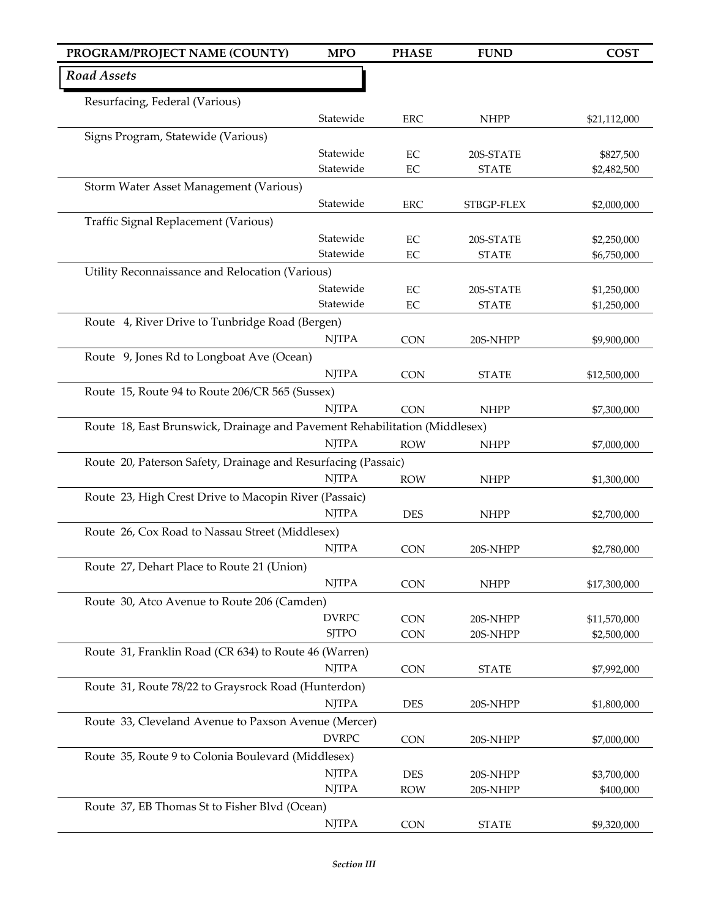| PROGRAM/PROJECT NAME (COUNTY) | MPO | PHASE | FUND | COST |
|---|---|---|---|---|
| ***Road Assets*** | | | | |
| Resurfacing, Federal (Various) | | | | |
| | Statewide | ERC | NHPP | $21,112,000 |
| Signs Program, Statewide (Various) | | | | |
| | Statewide | EC | 20S-STATE | $827,500 |
| | Statewide | EC | STATE | $2,482,500 |
| Storm Water Asset Management (Various) | | | | |
| | Statewide | ERC | STBGP-FLEX | $2,000,000 |
| Traffic Signal Replacement (Various) | | | | |
| | Statewide | EC | 20S-STATE | $2,250,000 |
| | Statewide | EC | STATE | $6,750,000 |
| Utility Reconnaissance and Relocation (Various) | | | | |
| | Statewide | EC | 20S-STATE | $1,250,000 |
| | Statewide | EC | STATE | $1,250,000 |
| Route 4, River Drive to Tunbridge Road (Bergen) | | | | |
| | NJTPA | CON | 20S-NHPP | $9,900,000 |
| Route 9, Jones Rd to Longboat Ave (Ocean) | | | | |
| | NJTPA | CON | STATE | $12,500,000 |
| Route 15, Route 94 to Route 206/CR 565 (Sussex) | | | | |
| | NJTPA | CON | NHPP | $7,300,000 |
| Route 18, East Brunswick, Drainage and Pavement Rehabilitation (Middlesex) | | | | |
| | NJTPA | ROW | NHPP | $7,000,000 |
| Route 20, Paterson Safety, Drainage and Resurfacing (Passaic) | | | | |
| | NJTPA | ROW | NHPP | $1,300,000 |
| Route 23, High Crest Drive to Macopin River (Passaic) | | | | |
| | NJTPA | DES | NHPP | $2,700,000 |
| Route 26, Cox Road to Nassau Street (Middlesex) | | | | |
| | NJTPA | CON | 20S-NHPP | $2,780,000 |
| Route 27, Dehart Place to Route 21 (Union) | | | | |
| | NJTPA | CON | NHPP | $17,300,000 |
| Route 30, Atco Avenue to Route 206 (Camden) | | | | |
| | DVRPC | CON | 20S-NHPP | $11,570,000 |
| | SJTPO | CON | 20S-NHPP | $2,500,000 |
| Route 31, Franklin Road (CR 634) to Route 46 (Warren) | | | | |
| | NJTPA | CON | STATE | $7,992,000 |
| Route 31, Route 78/22 to Graysrock Road (Hunterdon) | | | | |
| | NJTPA | DES | 20S-NHPP | $1,800,000 |
| Route 33, Cleveland Avenue to Paxson Avenue (Mercer) | | | | |
| | DVRPC | CON | 20S-NHPP | $7,000,000 |
| Route 35, Route 9 to Colonia Boulevard (Middlesex) | | | | |
| | NJTPA | DES | 20S-NHPP | $3,700,000 |
| | NJTPA | ROW | 20S-NHPP | $400,000 |
| Route 37, EB Thomas St to Fisher Blvd (Ocean) | | | | |
| | NJTPA | CON | STATE | $9,320,000 |

*Section III*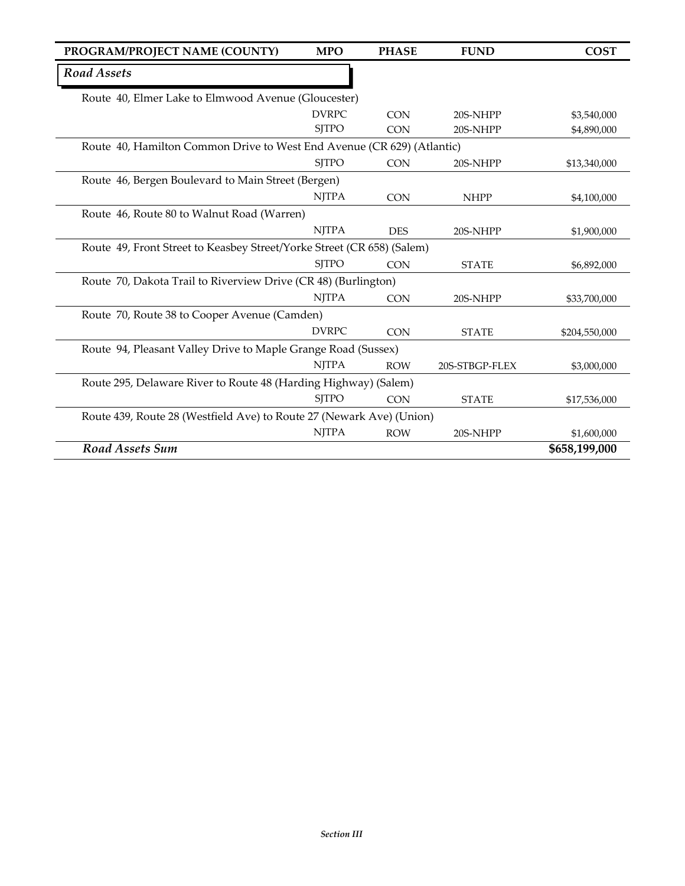| PROGRAM/PROJECT NAME (COUNTY) | MPO | PHASE | FUND | COST |
|---|---|---|---|---|
| ***Road Assets*** | | | | |
| Route 40, Elmer Lake to Elmwood Avenue (Gloucester) | | | | |
| | DVRPC | CON | 20S-NHPP | $3,540,000 |
| | SJTPO | CON | 20S-NHPP | $4,890,000 |
| Route 40, Hamilton Common Drive to West End Avenue (CR 629) (Atlantic) | | | | |
| | SJTPO | CON | 20S-NHPP | $13,340,000 |
| Route 46, Bergen Boulevard to Main Street (Bergen) | | | | |
| | NJTPA | CON | NHPP | $4,100,000 |
| Route 46, Route 80 to Walnut Road (Warren) | | | | |
| | NJTPA | DES | 20S-NHPP | $1,900,000 |
| Route 49, Front Street to Keasbey Street/Yorke Street (CR 658) (Salem) | | | | |
| | SJTPO | CON | STATE | $6,892,000 |
| Route 70, Dakota Trail to Riverview Drive (CR 48) (Burlington) | | | | |
| | NJTPA | CON | 20S-NHPP | $33,700,000 |
| Route 70, Route 38 to Cooper Avenue (Camden) | | | | |
| | DVRPC | CON | STATE | $204,550,000 |
| Route 94, Pleasant Valley Drive to Maple Grange Road (Sussex) | | | | |
| | NJTPA | ROW | 20S-STBGP-FLEX | $3,000,000 |
| Route 295, Delaware River to Route 48 (Harding Highway) (Salem) | | | | |
| | SJTPO | CON | STATE | $17,536,000 |
| Route 439, Route 28 (Westfield Ave) to Route 27 (Newark Ave) (Union) | | | | |
| | NJTPA | ROW | 20S-NHPP | $1,600,000 |
| ***Road Assets Sum*** | | | | **$658,199,000** |

*Section III*